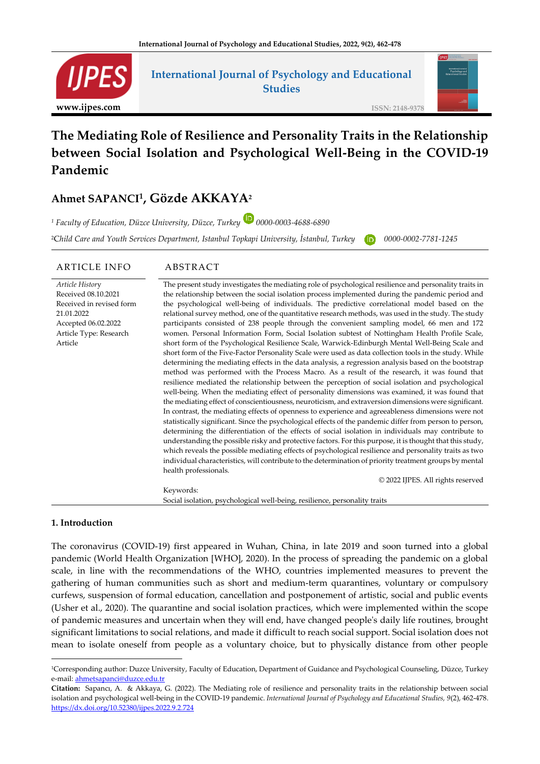# The Mediating Role of Resilience and Personality Traits in the Relationship between Social Isolation and Psychological Well-Being in the COVID-19 Pandemic

**Ahmet SAPANCI[1], Gözde AKKAYA[2]**

[1] *Faculty of Education, Düzce University, Düzce, Turkey* 0000-0003-4688-6890

[2] *Child Care and Youth Services Department, Istanbul Topkapi University, İstanbul, Turkey* 0000-0002-7781-1245

## ARTICLE INFO

*Article History*
Received 08.10.2021
Received in revised form 21.01.2022
Accepted 06.02.2022
Article Type: Research Article

## ABSTRACT

The present study investigates the mediating role of psychological resilience and personality traits in the relationship between the social isolation process implemented during the pandemic period and the psychological well-being of individuals. The predictive correlational model based on the relational survey method, one of the quantitative research methods, was used in the study. The study participants consisted of 238 people through the convenient sampling model, 66 men and 172 women. Personal Information Form, Social Isolation subtest of Nottingham Health Profile Scale, short form of the Psychological Resilience Scale, Warwick-Edinburgh Mental Well-Being Scale and short form of the Five-Factor Personality Scale were used as data collection tools in the study. While determining the mediating effects in the data analysis, a regression analysis based on the bootstrap method was performed with the Process Macro. As a result of the research, it was found that resilience mediated the relationship between the perception of social isolation and psychological well-being. When the mediating effect of personality dimensions was examined, it was found that the mediating effect of conscientiousness, neuroticism, and extraversion dimensions were significant. In contrast, the mediating effects of openness to experience and agreeableness dimensions were not statistically significant. Since the psychological effects of the pandemic differ from person to person, determining the differentiation of the effects of social isolation in individuals may contribute to understanding the possible risky and protective factors. For this purpose, it is thought that this study, which reveals the possible mediating effects of psychological resilience and personality traits as two individual characteristics, will contribute to the determination of priority treatment groups by mental health professionals.

© 2022 IJPES. All rights reserved

Keywords:
Social isolation, psychological well-being, resilience, personality traits

## 1. Introduction

The coronavirus (COVID-19) first appeared in Wuhan, China, in late 2019 and soon turned into a global pandemic (World Health Organization [WHO], 2020). In the process of spreading the pandemic on a global scale, in line with the recommendations of the WHO, countries implemented measures to prevent the gathering of human communities such as short and medium-term quarantines, voluntary or compulsory curfews, suspension of formal education, cancellation and postponement of artistic, social and public events (Usher et al., 2020). The quarantine and social isolation practices, which were implemented within the scope of pandemic measures and uncertain when they will end, have changed people's daily life routines, brought significant limitations to social relations, and made it difficult to reach social support. Social isolation does not mean to isolate oneself from people as a voluntary choice, but to physically distance from other people

---

[1]Corresponding author: Duzce University, Faculty of Education, Department of Guidance and Psychological Counseling, Düzce, Turkey
e-mail: ahmetsapanci@duzce.edu.tr

**Citation:** Sapancı, A. & Akkaya, G. (2022). The Mediating role of resilience and personality traits in the relationship between social isolation and psychological well-being in the COVID-19 pandemic. *International Journal of Psychology and Educational Studies, 9*(2), 462-478. https://dx.doi.org/10.52380/ijpes.2022.9.2.724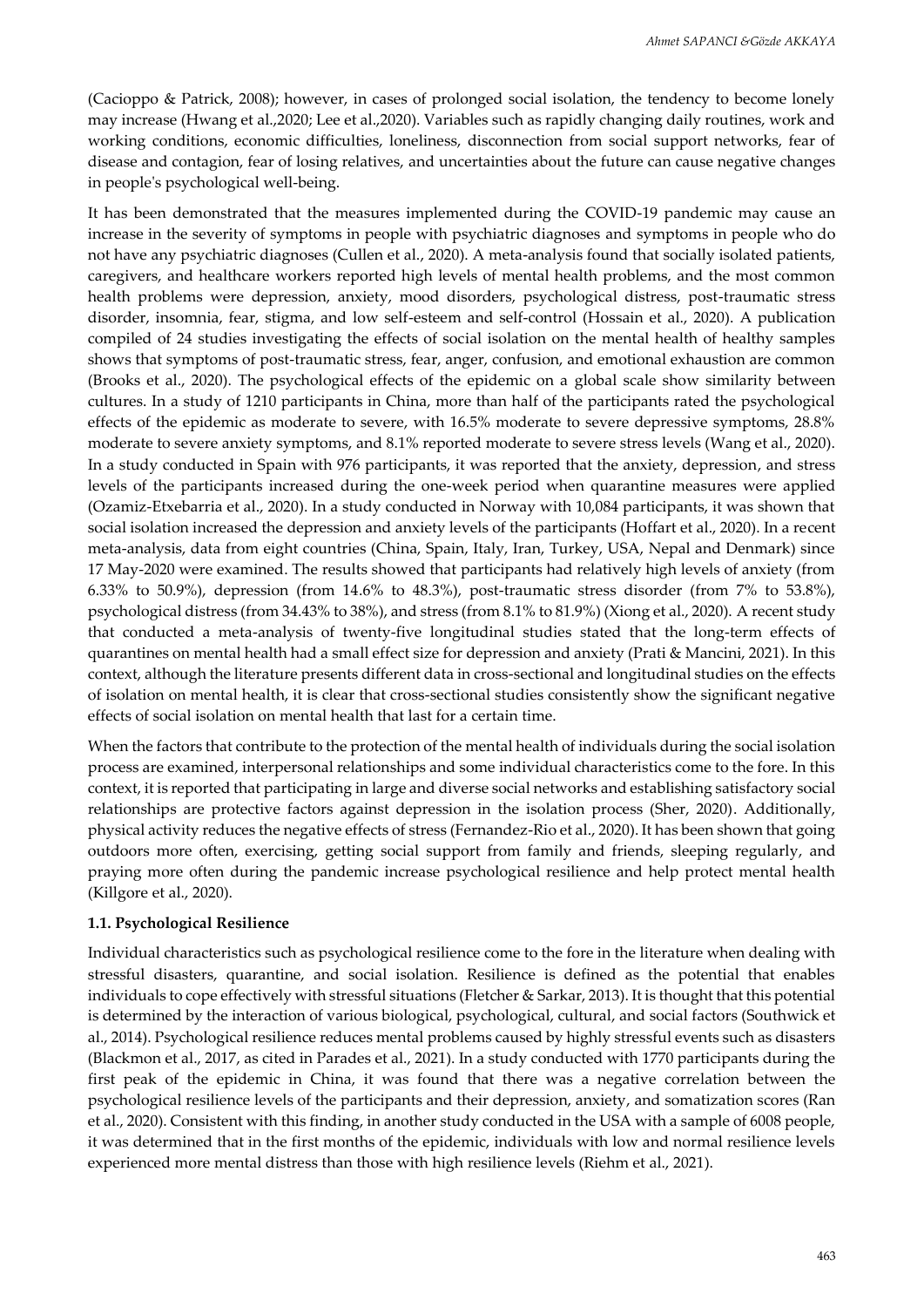(Cacioppo & Patrick, 2008); however, in cases of prolonged social isolation, the tendency to become lonely may increase (Hwang et al.,2020; Lee et al.,2020). Variables such as rapidly changing daily routines, work and working conditions, economic difficulties, loneliness, disconnection from social support networks, fear of disease and contagion, fear of losing relatives, and uncertainties about the future can cause negative changes in people's psychological well-being.

It has been demonstrated that the measures implemented during the COVID-19 pandemic may cause an increase in the severity of symptoms in people with psychiatric diagnoses and symptoms in people who do not have any psychiatric diagnoses (Cullen et al., 2020). A meta-analysis found that socially isolated patients, caregivers, and healthcare workers reported high levels of mental health problems, and the most common health problems were depression, anxiety, mood disorders, psychological distress, post-traumatic stress disorder, insomnia, fear, stigma, and low self-esteem and self-control (Hossain et al., 2020). A publication compiled of 24 studies investigating the effects of social isolation on the mental health of healthy samples shows that symptoms of post-traumatic stress, fear, anger, confusion, and emotional exhaustion are common (Brooks et al., 2020). The psychological effects of the epidemic on a global scale show similarity between cultures. In a study of 1210 participants in China, more than half of the participants rated the psychological effects of the epidemic as moderate to severe, with 16.5% moderate to severe depressive symptoms, 28.8% moderate to severe anxiety symptoms, and 8.1% reported moderate to severe stress levels (Wang et al., 2020). In a study conducted in Spain with 976 participants, it was reported that the anxiety, depression, and stress levels of the participants increased during the one-week period when quarantine measures were applied (Ozamiz-Etxebarria et al., 2020). In a study conducted in Norway with 10,084 participants, it was shown that social isolation increased the depression and anxiety levels of the participants (Hoffart et al., 2020). In a recent meta-analysis, data from eight countries (China, Spain, Italy, Iran, Turkey, USA, Nepal and Denmark) since 17 May-2020 were examined. The results showed that participants had relatively high levels of anxiety (from 6.33% to 50.9%), depression (from 14.6% to 48.3%), post-traumatic stress disorder (from 7% to 53.8%), psychological distress (from 34.43% to 38%), and stress (from 8.1% to 81.9%) (Xiong et al., 2020). A recent study that conducted a meta-analysis of twenty-five longitudinal studies stated that the long-term effects of quarantines on mental health had a small effect size for depression and anxiety (Prati & Mancini, 2021). In this context, although the literature presents different data in cross-sectional and longitudinal studies on the effects of isolation on mental health, it is clear that cross-sectional studies consistently show the significant negative effects of social isolation on mental health that last for a certain time.

When the factors that contribute to the protection of the mental health of individuals during the social isolation process are examined, interpersonal relationships and some individual characteristics come to the fore. In this context, it is reported that participating in large and diverse social networks and establishing satisfactory social relationships are protective factors against depression in the isolation process (Sher, 2020). Additionally, physical activity reduces the negative effects of stress (Fernandez-Rio et al., 2020). It has been shown that going outdoors more often, exercising, getting social support from family and friends, sleeping regularly, and praying more often during the pandemic increase psychological resilience and help protect mental health (Killgore et al., 2020).

### 1.1. Psychological Resilience

Individual characteristics such as psychological resilience come to the fore in the literature when dealing with stressful disasters, quarantine, and social isolation. Resilience is defined as the potential that enables individuals to cope effectively with stressful situations (Fletcher & Sarkar, 2013). It is thought that this potential is determined by the interaction of various biological, psychological, cultural, and social factors (Southwick et al., 2014). Psychological resilience reduces mental problems caused by highly stressful events such as disasters (Blackmon et al., 2017, as cited in Parades et al., 2021). In a study conducted with 1770 participants during the first peak of the epidemic in China, it was found that there was a negative correlation between the psychological resilience levels of the participants and their depression, anxiety, and somatization scores (Ran et al., 2020). Consistent with this finding, in another study conducted in the USA with a sample of 6008 people, it was determined that in the first months of the epidemic, individuals with low and normal resilience levels experienced more mental distress than those with high resilience levels (Riehm et al., 2021).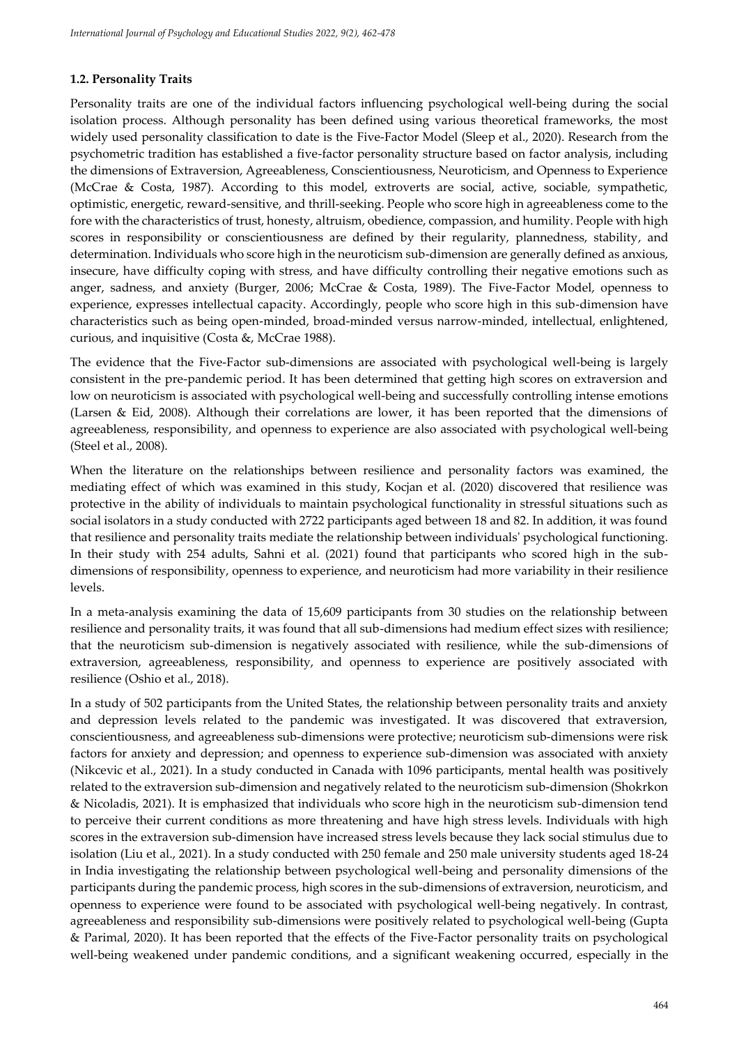### 1.2. Personality Traits

Personality traits are one of the individual factors influencing psychological well-being during the social isolation process. Although personality has been defined using various theoretical frameworks, the most widely used personality classification to date is the Five-Factor Model (Sleep et al., 2020). Research from the psychometric tradition has established a five-factor personality structure based on factor analysis, including the dimensions of Extraversion, Agreeableness, Conscientiousness, Neuroticism, and Openness to Experience (McCrae & Costa, 1987). According to this model, extroverts are social, active, sociable, sympathetic, optimistic, energetic, reward-sensitive, and thrill-seeking. People who score high in agreeableness come to the fore with the characteristics of trust, honesty, altruism, obedience, compassion, and humility. People with high scores in responsibility or conscientiousness are defined by their regularity, plannedness, stability, and determination. Individuals who score high in the neuroticism sub-dimension are generally defined as anxious, insecure, have difficulty coping with stress, and have difficulty controlling their negative emotions such as anger, sadness, and anxiety (Burger, 2006; McCrae & Costa, 1989). The Five-Factor Model, openness to experience, expresses intellectual capacity. Accordingly, people who score high in this sub-dimension have characteristics such as being open-minded, broad-minded versus narrow-minded, intellectual, enlightened, curious, and inquisitive (Costa &, McCrae 1988).

The evidence that the Five-Factor sub-dimensions are associated with psychological well-being is largely consistent in the pre-pandemic period. It has been determined that getting high scores on extraversion and low on neuroticism is associated with psychological well-being and successfully controlling intense emotions (Larsen & Eid, 2008). Although their correlations are lower, it has been reported that the dimensions of agreeableness, responsibility, and openness to experience are also associated with psychological well-being (Steel et al., 2008).

When the literature on the relationships between resilience and personality factors was examined, the mediating effect of which was examined in this study, Kocjan et al. (2020) discovered that resilience was protective in the ability of individuals to maintain psychological functionality in stressful situations such as social isolators in a study conducted with 2722 participants aged between 18 and 82. In addition, it was found that resilience and personality traits mediate the relationship between individuals' psychological functioning. In their study with 254 adults, Sahni et al. (2021) found that participants who scored high in the sub-dimensions of responsibility, openness to experience, and neuroticism had more variability in their resilience levels.

In a meta-analysis examining the data of 15,609 participants from 30 studies on the relationship between resilience and personality traits, it was found that all sub-dimensions had medium effect sizes with resilience; that the neuroticism sub-dimension is negatively associated with resilience, while the sub-dimensions of extraversion, agreeableness, responsibility, and openness to experience are positively associated with resilience (Oshio et al., 2018).

In a study of 502 participants from the United States, the relationship between personality traits and anxiety and depression levels related to the pandemic was investigated. It was discovered that extraversion, conscientiousness, and agreeableness sub-dimensions were protective; neuroticism sub-dimensions were risk factors for anxiety and depression; and openness to experience sub-dimension was associated with anxiety (Nikcevic et al., 2021). In a study conducted in Canada with 1096 participants, mental health was positively related to the extraversion sub-dimension and negatively related to the neuroticism sub-dimension (Shokrkon & Nicoladis, 2021). It is emphasized that individuals who score high in the neuroticism sub-dimension tend to perceive their current conditions as more threatening and have high stress levels. Individuals with high scores in the extraversion sub-dimension have increased stress levels because they lack social stimulus due to isolation (Liu et al., 2021). In a study conducted with 250 female and 250 male university students aged 18-24 in India investigating the relationship between psychological well-being and personality dimensions of the participants during the pandemic process, high scores in the sub-dimensions of extraversion, neuroticism, and openness to experience were found to be associated with psychological well-being negatively. In contrast, agreeableness and responsibility sub-dimensions were positively related to psychological well-being (Gupta & Parimal, 2020). It has been reported that the effects of the Five-Factor personality traits on psychological well-being weakened under pandemic conditions, and a significant weakening occurred, especially in the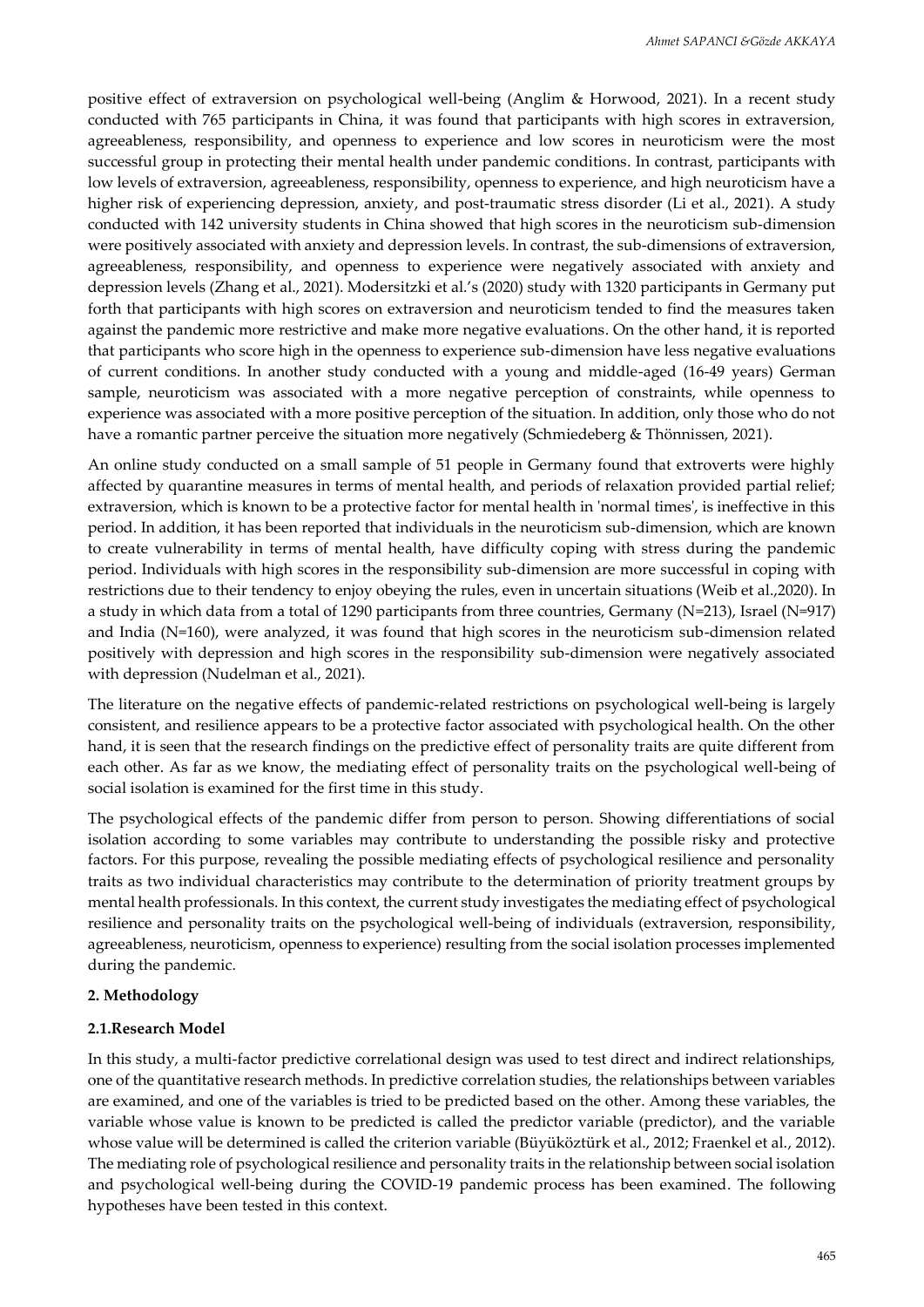positive effect of extraversion on psychological well-being (Anglim & Horwood, 2021). In a recent study conducted with 765 participants in China, it was found that participants with high scores in extraversion, agreeableness, responsibility, and openness to experience and low scores in neuroticism were the most successful group in protecting their mental health under pandemic conditions. In contrast, participants with low levels of extraversion, agreeableness, responsibility, openness to experience, and high neuroticism have a higher risk of experiencing depression, anxiety, and post-traumatic stress disorder (Li et al., 2021). A study conducted with 142 university students in China showed that high scores in the neuroticism sub-dimension were positively associated with anxiety and depression levels. In contrast, the sub-dimensions of extraversion, agreeableness, responsibility, and openness to experience were negatively associated with anxiety and depression levels (Zhang et al., 2021). Modersitzki et al.'s (2020) study with 1320 participants in Germany put forth that participants with high scores on extraversion and neuroticism tended to find the measures taken against the pandemic more restrictive and make more negative evaluations. On the other hand, it is reported that participants who score high in the openness to experience sub-dimension have less negative evaluations of current conditions. In another study conducted with a young and middle-aged (16-49 years) German sample, neuroticism was associated with a more negative perception of constraints, while openness to experience was associated with a more positive perception of the situation. In addition, only those who do not have a romantic partner perceive the situation more negatively (Schmiedeberg & Thönnissen, 2021).

An online study conducted on a small sample of 51 people in Germany found that extroverts were highly affected by quarantine measures in terms of mental health, and periods of relaxation provided partial relief; extraversion, which is known to be a protective factor for mental health in 'normal times', is ineffective in this period. In addition, it has been reported that individuals in the neuroticism sub-dimension, which are known to create vulnerability in terms of mental health, have difficulty coping with stress during the pandemic period. Individuals with high scores in the responsibility sub-dimension are more successful in coping with restrictions due to their tendency to enjoy obeying the rules, even in uncertain situations (Weib et al.,2020). In a study in which data from a total of 1290 participants from three countries, Germany (N=213), Israel (N=917) and India (N=160), were analyzed, it was found that high scores in the neuroticism sub-dimension related positively with depression and high scores in the responsibility sub-dimension were negatively associated with depression (Nudelman et al., 2021).

The literature on the negative effects of pandemic-related restrictions on psychological well-being is largely consistent, and resilience appears to be a protective factor associated with psychological health. On the other hand, it is seen that the research findings on the predictive effect of personality traits are quite different from each other. As far as we know, the mediating effect of personality traits on the psychological well-being of social isolation is examined for the first time in this study.

The psychological effects of the pandemic differ from person to person. Showing differentiations of social isolation according to some variables may contribute to understanding the possible risky and protective factors. For this purpose, revealing the possible mediating effects of psychological resilience and personality traits as two individual characteristics may contribute to the determination of priority treatment groups by mental health professionals. In this context, the current study investigates the mediating effect of psychological resilience and personality traits on the psychological well-being of individuals (extraversion, responsibility, agreeableness, neuroticism, openness to experience) resulting from the social isolation processes implemented during the pandemic.

## 2. Methodology

### 2.1.Research Model

In this study, a multi-factor predictive correlational design was used to test direct and indirect relationships, one of the quantitative research methods. In predictive correlation studies, the relationships between variables are examined, and one of the variables is tried to be predicted based on the other. Among these variables, the variable whose value is known to be predicted is called the predictor variable (predictor), and the variable whose value will be determined is called the criterion variable (Büyüköztürk et al., 2012; Fraenkel et al., 2012). The mediating role of psychological resilience and personality traits in the relationship between social isolation and psychological well-being during the COVID-19 pandemic process has been examined. The following hypotheses have been tested in this context.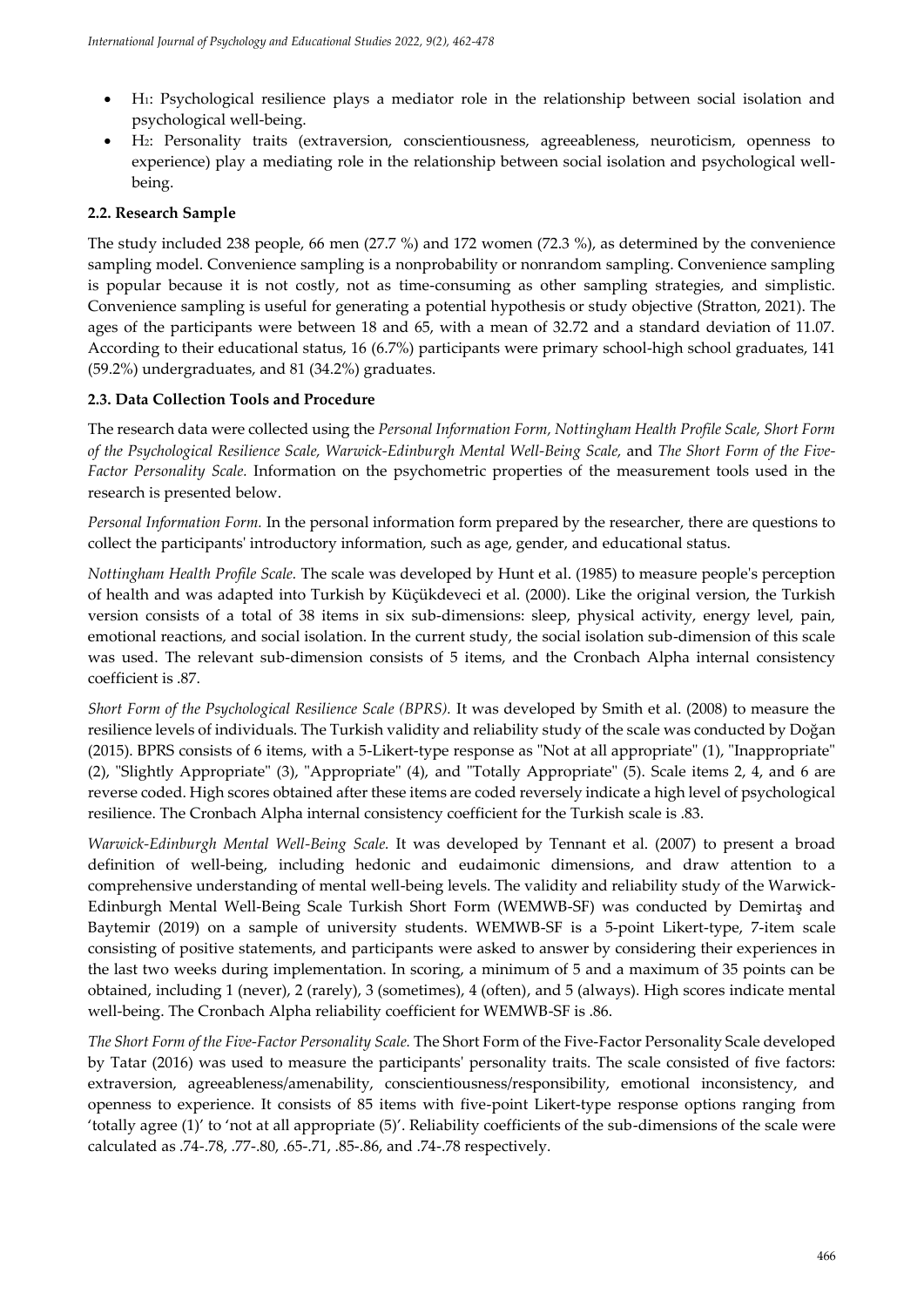- $H_1$: Psychological resilience plays a mediator role in the relationship between social isolation and psychological well-being.
- $H_2$: Personality traits (extraversion, conscientiousness, agreeableness, neuroticism, openness to experience) play a mediating role in the relationship between social isolation and psychological well-being.

### 2.2. Research Sample

The study included 238 people, 66 men (27.7 %) and 172 women (72.3 %), as determined by the convenience sampling model. Convenience sampling is a nonprobability or nonrandom sampling. Convenience sampling is popular because it is not costly, not as time-consuming as other sampling strategies, and simplistic. Convenience sampling is useful for generating a potential hypothesis or study objective (Stratton, 2021). The ages of the participants were between 18 and 65, with a mean of 32.72 and a standard deviation of 11.07. According to their educational status, 16 (6.7%) participants were primary school-high school graduates, 141 (59.2%) undergraduates, and 81 (34.2%) graduates.

### 2.3. Data Collection Tools and Procedure

The research data were collected using the *Personal Information Form, Nottingham Health Profile Scale, Short Form of the Psychological Resilience Scale, Warwick-Edinburgh Mental Well-Being Scale,* and *The Short Form of the Five-Factor Personality Scale.* Information on the psychometric properties of the measurement tools used in the research is presented below.

*Personal Information Form.* In the personal information form prepared by the researcher, there are questions to collect the participants' introductory information, such as age, gender, and educational status.

*Nottingham Health Profile Scale.* The scale was developed by Hunt et al. (1985) to measure people's perception of health and was adapted into Turkish by Küçükdeveci et al. (2000). Like the original version, the Turkish version consists of a total of 38 items in six sub-dimensions: sleep, physical activity, energy level, pain, emotional reactions, and social isolation. In the current study, the social isolation sub-dimension of this scale was used. The relevant sub-dimension consists of 5 items, and the Cronbach Alpha internal consistency coefficient is .87.

*Short Form of the Psychological Resilience Scale (BPRS).* It was developed by Smith et al. (2008) to measure the resilience levels of individuals. The Turkish validity and reliability study of the scale was conducted by Doğan (2015). BPRS consists of 6 items, with a 5-Likert-type response as "Not at all appropriate" (1), "Inappropriate" (2), "Slightly Appropriate" (3), "Appropriate" (4), and "Totally Appropriate" (5). Scale items 2, 4, and 6 are reverse coded. High scores obtained after these items are coded reversely indicate a high level of psychological resilience. The Cronbach Alpha internal consistency coefficient for the Turkish scale is .83.

*Warwick-Edinburgh Mental Well-Being Scale.* It was developed by Tennant et al. (2007) to present a broad definition of well-being, including hedonic and eudaimonic dimensions, and draw attention to a comprehensive understanding of mental well-being levels. The validity and reliability study of the Warwick-Edinburgh Mental Well-Being Scale Turkish Short Form (WEMWB-SF) was conducted by Demirtaş and Baytemir (2019) on a sample of university students. WEMWB-SF is a 5-point Likert-type, 7-item scale consisting of positive statements, and participants were asked to answer by considering their experiences in the last two weeks during implementation. In scoring, a minimum of 5 and a maximum of 35 points can be obtained, including 1 (never), 2 (rarely), 3 (sometimes), 4 (often), and 5 (always). High scores indicate mental well-being. The Cronbach Alpha reliability coefficient for WEMWB-SF is .86.

*The Short Form of the Five-Factor Personality Scale.* The Short Form of the Five-Factor Personality Scale developed by Tatar (2016) was used to measure the participants' personality traits. The scale consisted of five factors: extraversion, agreeableness/amenability, conscientiousness/responsibility, emotional inconsistency, and openness to experience. It consists of 85 items with five-point Likert-type response options ranging from 'totally agree (1)' to 'not at all appropriate (5)'. Reliability coefficients of the sub-dimensions of the scale were calculated as .74-.78, .77-.80, .65-.71, .85-.86, and .74-.78 respectively.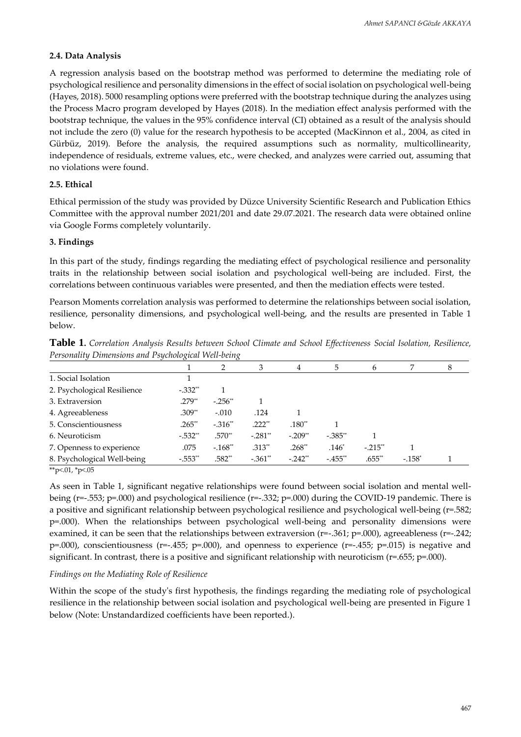### 2.4. Data Analysis

A regression analysis based on the bootstrap method was performed to determine the mediating role of psychological resilience and personality dimensions in the effect of social isolation on psychological well-being (Hayes, 2018). 5000 resampling options were preferred with the bootstrap technique during the analyzes using the Process Macro program developed by Hayes (2018). In the mediation effect analysis performed with the bootstrap technique, the values in the 95% confidence interval (CI) obtained as a result of the analysis should not include the zero (0) value for the research hypothesis to be accepted (MacKinnon et al., 2004, as cited in Gürbüz, 2019). Before the analysis, the required assumptions such as normality, multicollinearity, independence of residuals, extreme values, etc., were checked, and analyzes were carried out, assuming that no violations were found.

### 2.5. Ethical

Ethical permission of the study was provided by Düzce University Scientific Research and Publication Ethics Committee with the approval number 2021/201 and date 29.07.2021. The research data were obtained online via Google Forms completely voluntarily.

### 3. Findings

In this part of the study, findings regarding the mediating effect of psychological resilience and personality traits in the relationship between social isolation and psychological well-being are included. First, the correlations between continuous variables were presented, and then the mediation effects were tested.

Pearson Moments correlation analysis was performed to determine the relationships between social isolation, resilience, personality dimensions, and psychological well-being, and the results are presented in Table 1 below.

**Table 1.** *Correlation Analysis Results between School Climate and School Effectiveness Social Isolation, Resilience, Personality Dimensions and Psychological Well-being*

| | 1 | 2 | 3 | 4 | 5 | 6 | 7 | 8 |
|---|---|---|---|---|---|---|---|---|
| 1. Social Isolation | 1 | | | | | | | |
| 2. Psychological Resilience | -.332** | 1 | | | | | | |
| 3. Extraversion | .279** | -.256** | 1 | | | | | |
| 4. Agreeableness | .309** | -.010 | .124 | 1 | | | | |
| 5. Conscientiousness | .265** | -.316** | .222** | .180** | 1 | | | |
| 6. Neuroticism | -.532** | .570** | -.281** | -.209** | -.385** | 1 | | |
| 7. Openness to experience | .075 | -.168** | .313** | .268** | .146* | -.215** | 1 | |
| 8. Psychological Well-being | -.553** | .582** | -.361** | -.242** | -.455** | .655** | -.158* | 1 |

**p<.01, *p<.05

As seen in Table 1, significant negative relationships were found between social isolation and mental well-being (r=-.553; p=.000) and psychological resilience (r=-.332; p=.000) during the COVID-19 pandemic. There is a positive and significant relationship between psychological resilience and psychological well-being (r=.582; p=.000). When the relationships between psychological well-being and personality dimensions were examined, it can be seen that the relationships between extraversion (r=-.361; p=.000), agreeableness (r=-.242; p=.000), conscientiousness (r=-.455; p=.000), and openness to experience (r=-.455; p=.015) is negative and significant. In contrast, there is a positive and significant relationship with neuroticism (r=.655; p=.000).

*Findings on the Mediating Role of Resilience*

Within the scope of the study's first hypothesis, the findings regarding the mediating role of psychological resilience in the relationship between social isolation and psychological well-being are presented in Figure 1 below (Note: Unstandardized coefficients have been reported.).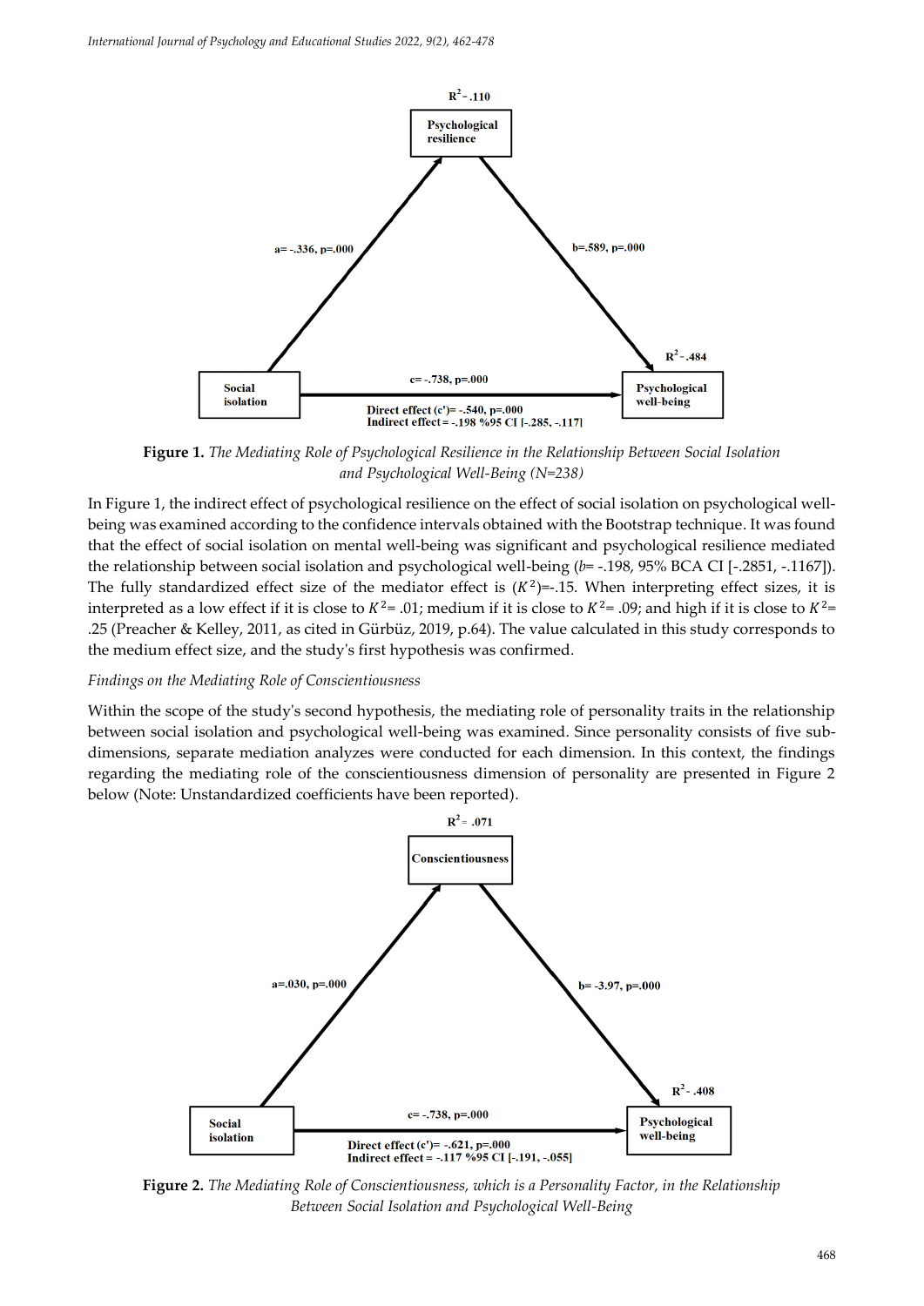**Figure 1.** *The Mediating Role of Psychological Resilience in the Relationship Between Social Isolation and Psychological Well-Being (N=238)*

In Figure 1, the indirect effect of psychological resilience on the effect of social isolation on psychological well-being was examined according to the confidence intervals obtained with the Bootstrap technique. It was found that the effect of social isolation on mental well-being was significant and psychological resilience mediated the relationship between social isolation and psychological well-being (*b*= -.198, 95% BCA CI [-.2851, -.1167]). The fully standardized effect size of the mediator effect is ($K^2$)=-.15. When interpreting effect sizes, it is interpreted as a low effect if it is close to $K^2$= .01; medium if it is close to $K^2$= .09; and high if it is close to $K^2$= .25 (Preacher & Kelley, 2011, as cited in Gürbüz, 2019, p.64). The value calculated in this study corresponds to the medium effect size, and the study's first hypothesis was confirmed.

*Findings on the Mediating Role of Conscientiousness*

Within the scope of the study's second hypothesis, the mediating role of personality traits in the relationship between social isolation and psychological well-being was examined. Since personality consists of five sub-dimensions, separate mediation analyzes were conducted for each dimension. In this context, the findings regarding the mediating role of the conscientiousness dimension of personality are presented in Figure 2 below (Note: Unstandardized coefficients have been reported).

**Figure 2.** *The Mediating Role of Conscientiousness, which is a Personality Factor, in the Relationship Between Social Isolation and Psychological Well-Being*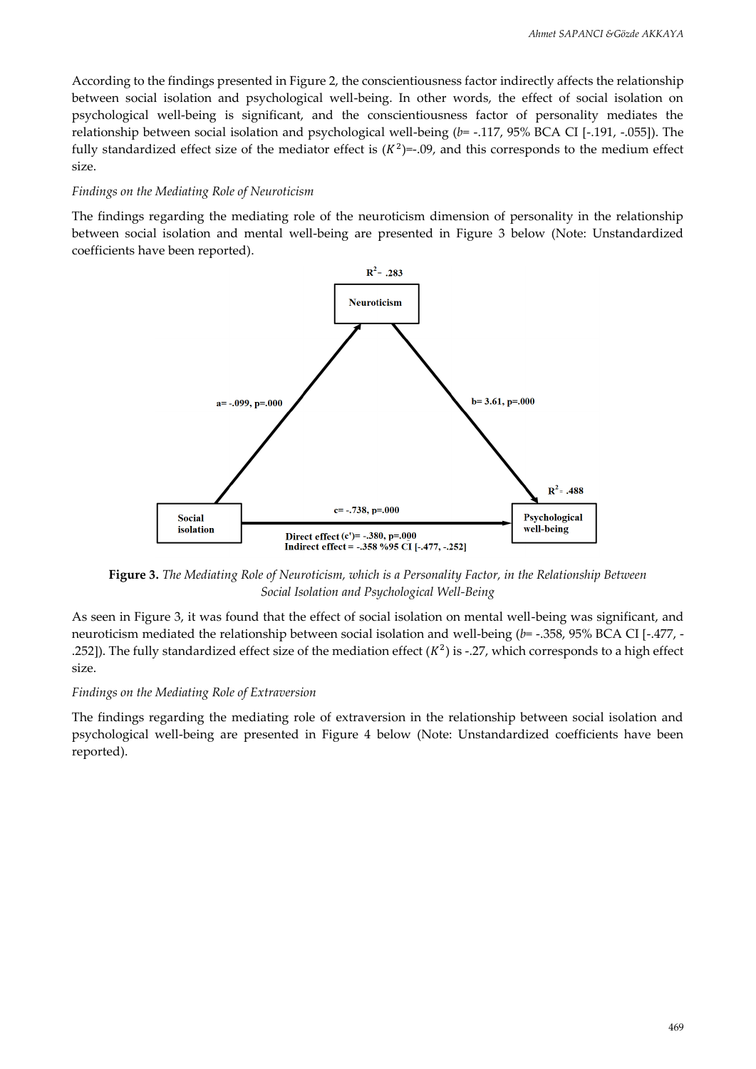According to the findings presented in Figure 2, the conscientiousness factor indirectly affects the relationship between social isolation and psychological well-being. In other words, the effect of social isolation on psychological well-being is significant, and the conscientiousness factor of personality mediates the relationship between social isolation and psychological well-being (*b*= -.117, 95% BCA CI [-.191, -.055]). The fully standardized effect size of the mediator effect is ($K^2$)=-.09, and this corresponds to the medium effect size.

*Findings on the Mediating Role of Neuroticism*

The findings regarding the mediating role of the neuroticism dimension of personality in the relationship between social isolation and mental well-being are presented in Figure 3 below (Note: Unstandardized coefficients have been reported).

**Figure 3.** *The Mediating Role of Neuroticism, which is a Personality Factor, in the Relationship Between Social Isolation and Psychological Well-Being*

As seen in Figure 3, it was found that the effect of social isolation on mental well-being was significant, and neuroticism mediated the relationship between social isolation and well-being (*b*= -.358, 95% BCA CI [-.477, -.252]). The fully standardized effect size of the mediation effect ($K^2$) is -.27, which corresponds to a high effect size.

*Findings on the Mediating Role of Extraversion*

The findings regarding the mediating role of extraversion in the relationship between social isolation and psychological well-being are presented in Figure 4 below (Note: Unstandardized coefficients have been reported).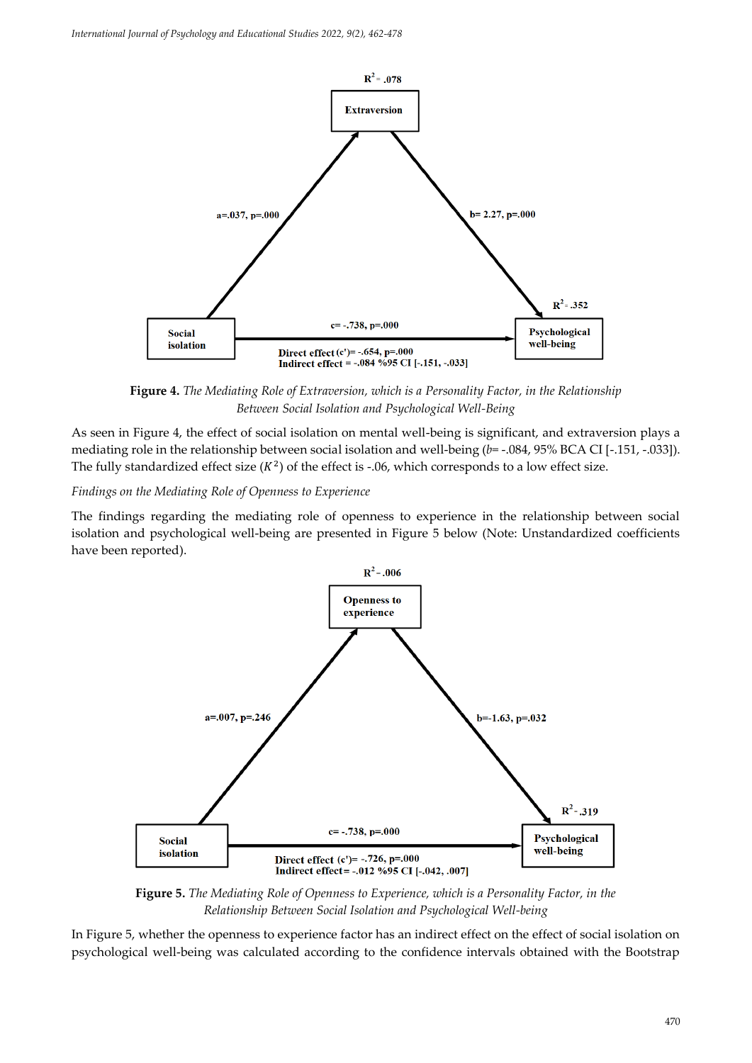**Figure 4.** *The Mediating Role of Extraversion, which is a Personality Factor, in the Relationship Between Social Isolation and Psychological Well-Being*

As seen in Figure 4, the effect of social isolation on mental well-being is significant, and extraversion plays a mediating role in the relationship between social isolation and well-being (*b*= -.084, 95% BCA CI [-.151, -.033]). The fully standardized effect size ($K^2$) of the effect is -.06, which corresponds to a low effect size.

*Findings on the Mediating Role of Openness to Experience*

The findings regarding the mediating role of openness to experience in the relationship between social isolation and psychological well-being are presented in Figure 5 below (Note: Unstandardized coefficients have been reported).

**Figure 5.** *The Mediating Role of Openness to Experience, which is a Personality Factor, in the Relationship Between Social Isolation and Psychological Well-being*

In Figure 5, whether the openness to experience factor has an indirect effect on the effect of social isolation on psychological well-being was calculated according to the confidence intervals obtained with the Bootstrap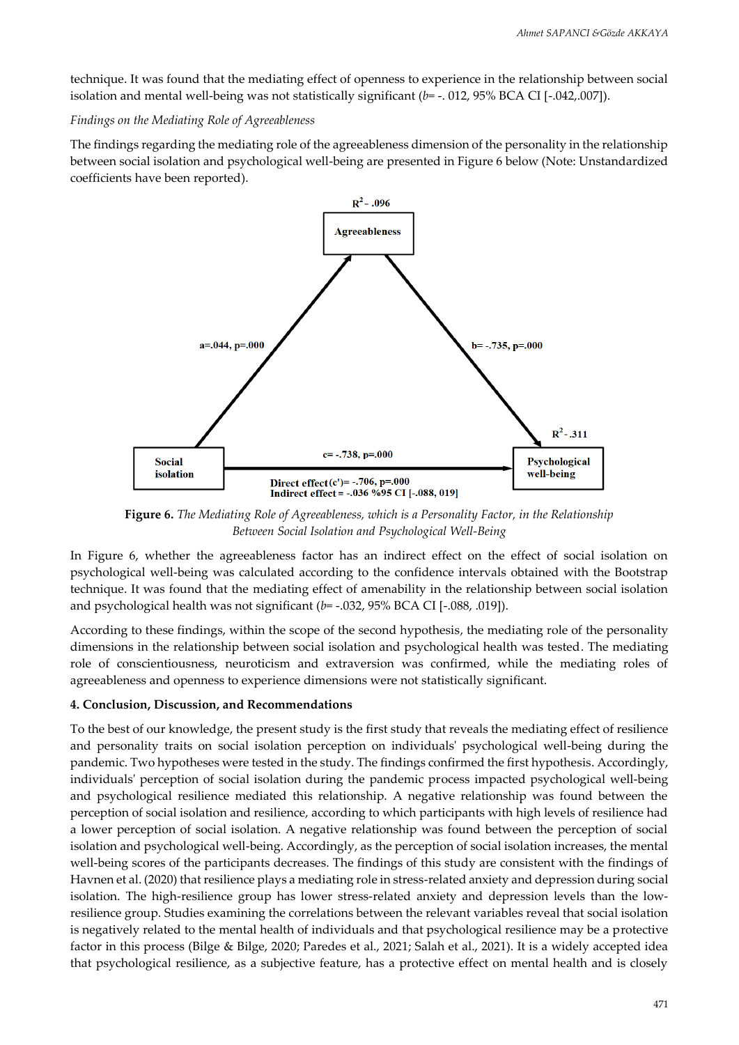technique. It was found that the mediating effect of openness to experience in the relationship between social isolation and mental well-being was not statistically significant (*b*= -. 012, 95% BCA CI [-.042,.007]).

*Findings on the Mediating Role of Agreeableness*

The findings regarding the mediating role of the agreeableness dimension of the personality in the relationship between social isolation and psychological well-being are presented in Figure 6 below (Note: Unstandardized coefficients have been reported).

$R^2$ - .096

Agreeableness

a=.044, p=.000

b= -.735, p=.000

$R^2$ - .311

Social isolation

c= -.738, p=.000

Psychological well-being

Direct effect(c')= -.706, p=.000
Indirect effect = -.036 %95 CI [-.088, 019]

**Figure 6.** *The Mediating Role of Agreeableness, which is a Personality Factor, in the Relationship Between Social Isolation and Psychological Well-Being*

In Figure 6, whether the agreeableness factor has an indirect effect on the effect of social isolation on psychological well-being was calculated according to the confidence intervals obtained with the Bootstrap technique. It was found that the mediating effect of amenability in the relationship between social isolation and psychological health was not significant (*b*= -.032, 95% BCA CI [-.088, .019]).

According to these findings, within the scope of the second hypothesis, the mediating role of the personality dimensions in the relationship between social isolation and psychological health was tested. The mediating role of conscientiousness, neuroticism and extraversion was confirmed, while the mediating roles of agreeableness and openness to experience dimensions were not statistically significant.

## 4. Conclusion, Discussion, and Recommendations

To the best of our knowledge, the present study is the first study that reveals the mediating effect of resilience and personality traits on social isolation perception on individuals' psychological well-being during the pandemic. Two hypotheses were tested in the study. The findings confirmed the first hypothesis. Accordingly, individuals' perception of social isolation during the pandemic process impacted psychological well-being and psychological resilience mediated this relationship. A negative relationship was found between the perception of social isolation and resilience, according to which participants with high levels of resilience had a lower perception of social isolation. A negative relationship was found between the perception of social isolation and psychological well-being. Accordingly, as the perception of social isolation increases, the mental well-being scores of the participants decreases. The findings of this study are consistent with the findings of Havnen et al. (2020) that resilience plays a mediating role in stress-related anxiety and depression during social isolation. The high-resilience group has lower stress-related anxiety and depression levels than the low-resilience group. Studies examining the correlations between the relevant variables reveal that social isolation is negatively related to the mental health of individuals and that psychological resilience may be a protective factor in this process (Bilge & Bilge, 2020; Paredes et al., 2021; Salah et al., 2021). It is a widely accepted idea that psychological resilience, as a subjective feature, has a protective effect on mental health and is closely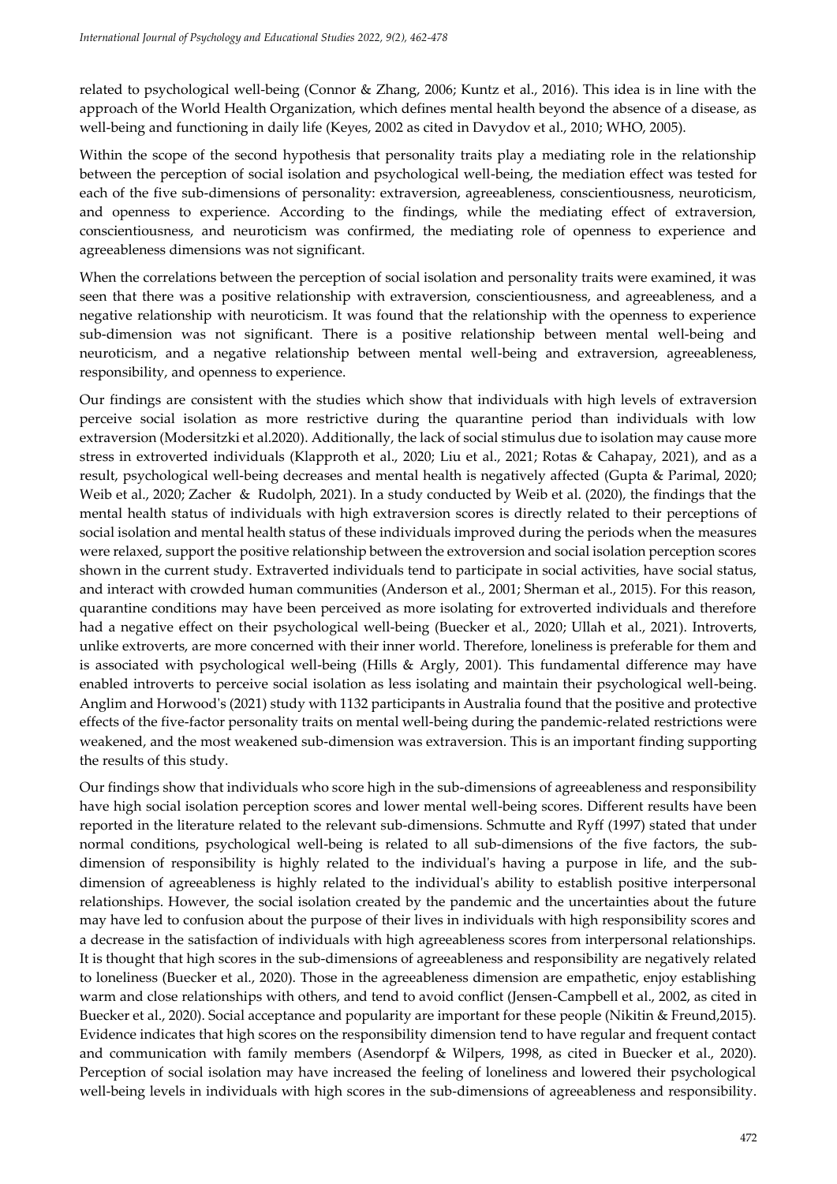related to psychological well-being (Connor & Zhang, 2006; Kuntz et al., 2016). This idea is in line with the approach of the World Health Organization, which defines mental health beyond the absence of a disease, as well-being and functioning in daily life (Keyes, 2002 as cited in Davydov et al., 2010; WHO, 2005).

Within the scope of the second hypothesis that personality traits play a mediating role in the relationship between the perception of social isolation and psychological well-being, the mediation effect was tested for each of the five sub-dimensions of personality: extraversion, agreeableness, conscientiousness, neuroticism, and openness to experience. According to the findings, while the mediating effect of extraversion, conscientiousness, and neuroticism was confirmed, the mediating role of openness to experience and agreeableness dimensions was not significant.

When the correlations between the perception of social isolation and personality traits were examined, it was seen that there was a positive relationship with extraversion, conscientiousness, and agreeableness, and a negative relationship with neuroticism. It was found that the relationship with the openness to experience sub-dimension was not significant. There is a positive relationship between mental well-being and neuroticism, and a negative relationship between mental well-being and extraversion, agreeableness, responsibility, and openness to experience.

Our findings are consistent with the studies which show that individuals with high levels of extraversion perceive social isolation as more restrictive during the quarantine period than individuals with low extraversion (Modersitzki et al.2020). Additionally, the lack of social stimulus due to isolation may cause more stress in extroverted individuals (Klapproth et al., 2020; Liu et al., 2021; Rotas & Cahapay, 2021), and as a result, psychological well-being decreases and mental health is negatively affected (Gupta & Parimal, 2020; Weib et al., 2020; Zacher & Rudolph, 2021). In a study conducted by Weib et al. (2020), the findings that the mental health status of individuals with high extraversion scores is directly related to their perceptions of social isolation and mental health status of these individuals improved during the periods when the measures were relaxed, support the positive relationship between the extroversion and social isolation perception scores shown in the current study. Extraverted individuals tend to participate in social activities, have social status, and interact with crowded human communities (Anderson et al., 2001; Sherman et al., 2015). For this reason, quarantine conditions may have been perceived as more isolating for extroverted individuals and therefore had a negative effect on their psychological well-being (Buecker et al., 2020; Ullah et al., 2021). Introverts, unlike extroverts, are more concerned with their inner world. Therefore, loneliness is preferable for them and is associated with psychological well-being (Hills & Argly, 2001). This fundamental difference may have enabled introverts to perceive social isolation as less isolating and maintain their psychological well-being. Anglim and Horwood's (2021) study with 1132 participants in Australia found that the positive and protective effects of the five-factor personality traits on mental well-being during the pandemic-related restrictions were weakened, and the most weakened sub-dimension was extraversion. This is an important finding supporting the results of this study.

Our findings show that individuals who score high in the sub-dimensions of agreeableness and responsibility have high social isolation perception scores and lower mental well-being scores. Different results have been reported in the literature related to the relevant sub-dimensions. Schmutte and Ryff (1997) stated that under normal conditions, psychological well-being is related to all sub-dimensions of the five factors, the sub-dimension of responsibility is highly related to the individual's having a purpose in life, and the sub-dimension of agreeableness is highly related to the individual's ability to establish positive interpersonal relationships. However, the social isolation created by the pandemic and the uncertainties about the future may have led to confusion about the purpose of their lives in individuals with high responsibility scores and a decrease in the satisfaction of individuals with high agreeableness scores from interpersonal relationships. It is thought that high scores in the sub-dimensions of agreeableness and responsibility are negatively related to loneliness (Buecker et al., 2020). Those in the agreeableness dimension are empathetic, enjoy establishing warm and close relationships with others, and tend to avoid conflict (Jensen-Campbell et al., 2002, as cited in Buecker et al., 2020). Social acceptance and popularity are important for these people (Nikitin & Freund,2015). Evidence indicates that high scores on the responsibility dimension tend to have regular and frequent contact and communication with family members (Asendorpf & Wilpers, 1998, as cited in Buecker et al., 2020). Perception of social isolation may have increased the feeling of loneliness and lowered their psychological well-being levels in individuals with high scores in the sub-dimensions of agreeableness and responsibility.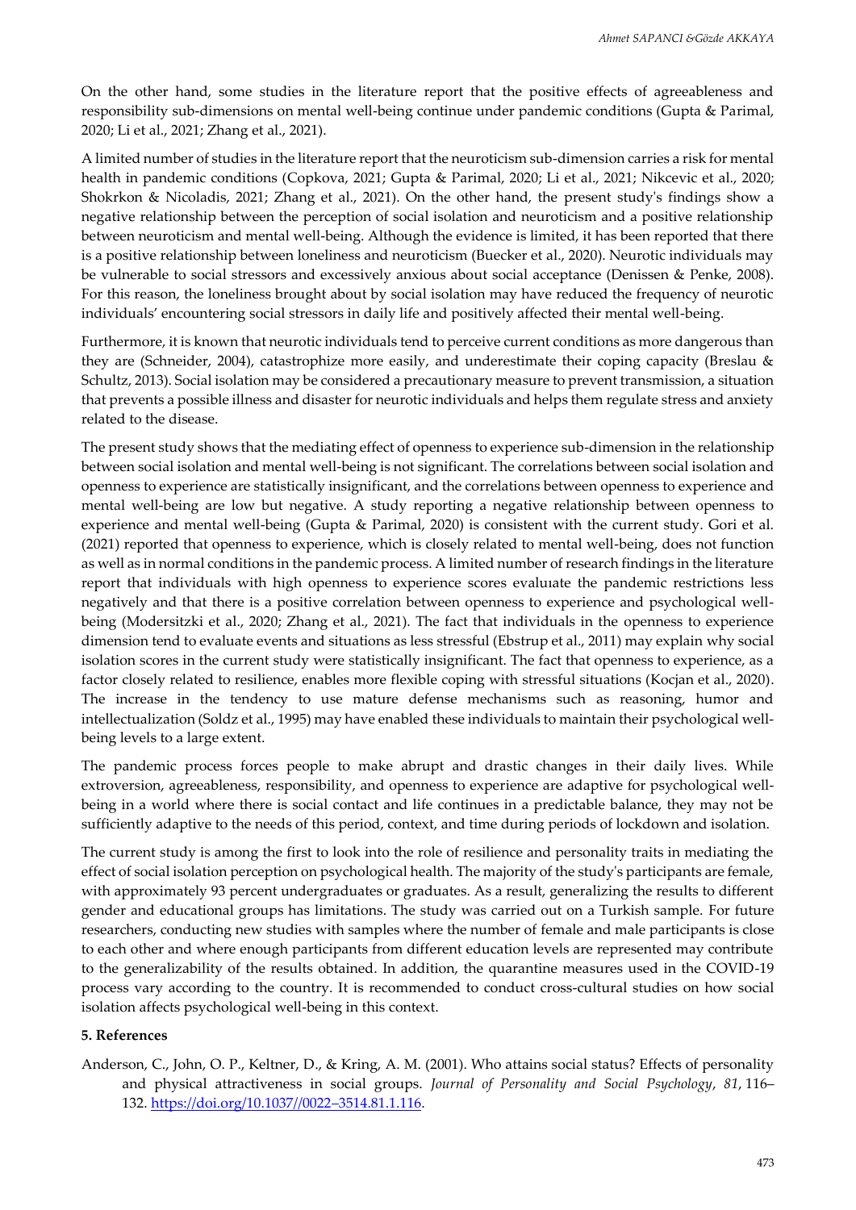On the other hand, some studies in the literature report that the positive effects of agreeableness and responsibility sub-dimensions on mental well-being continue under pandemic conditions (Gupta & Parimal, 2020; Li et al., 2021; Zhang et al., 2021).

A limited number of studies in the literature report that the neuroticism sub-dimension carries a risk for mental health in pandemic conditions (Copkova, 2021; Gupta & Parimal, 2020; Li et al., 2021; Nikcevic et al., 2020; Shokrkon & Nicoladis, 2021; Zhang et al., 2021). On the other hand, the present study's findings show a negative relationship between the perception of social isolation and neuroticism and a positive relationship between neuroticism and mental well-being. Although the evidence is limited, it has been reported that there is a positive relationship between loneliness and neuroticism (Buecker et al., 2020). Neurotic individuals may be vulnerable to social stressors and excessively anxious about social acceptance (Denissen & Penke, 2008). For this reason, the loneliness brought about by social isolation may have reduced the frequency of neurotic individuals' encountering social stressors in daily life and positively affected their mental well-being.

Furthermore, it is known that neurotic individuals tend to perceive current conditions as more dangerous than they are (Schneider, 2004), catastrophize more easily, and underestimate their coping capacity (Breslau & Schultz, 2013). Social isolation may be considered a precautionary measure to prevent transmission, a situation that prevents a possible illness and disaster for neurotic individuals and helps them regulate stress and anxiety related to the disease.

The present study shows that the mediating effect of openness to experience sub-dimension in the relationship between social isolation and mental well-being is not significant. The correlations between social isolation and openness to experience are statistically insignificant, and the correlations between openness to experience and mental well-being are low but negative. A study reporting a negative relationship between openness to experience and mental well-being (Gupta & Parimal, 2020) is consistent with the current study. Gori et al. (2021) reported that openness to experience, which is closely related to mental well-being, does not function as well as in normal conditions in the pandemic process. A limited number of research findings in the literature report that individuals with high openness to experience scores evaluıate the pandemic restrictions less negatively and that there is a positive correlation between openness to experience and psychological well-being (Modersitzki et al., 2020; Zhang et al., 2021). The fact that individuals in the openness to experience dimension tend to evaluate events and situations as less stressful (Ebstrup et al., 2011) may explain why social isolation scores in the current study were statistically insignificant. The fact that openness to experience, as a factor closely related to resilience, enables more flexible coping with stressful situations (Kocjan et al., 2020). The increase in the tendency to use mature defense mechanisms such as reasoning, humor and intellectualization (Soldz et al., 1995) may have enabled these individuals to maintain their psychological well-being levels to a large extent.

The pandemic process forces people to make abrupt and drastic changes in their daily lives. While extroversion, agreeableness, responsibility, and openness to experience are adaptive for psychological well-being in a world where there is social contact and life continues in a predictable balance, they may not be sufficiently adaptive to the needs of this period, context, and time during periods of lockdown and isolation.

The current study is among the first to look into the role of resilience and personality traits in mediating the effect of social isolation perception on psychological health. The majority of the study's participants are female, with approximately 93 percent undergraduates or graduates. As a result, generalizing the results to different gender and educational groups has limitations. The study was carried out on a Turkish sample. For future researchers, conducting new studies with samples where the number of female and male participants is close to each other and where enough participants from different education levels are represented may contribute to the generalizability of the results obtained. In addition, the quarantine measures used in the COVID-19 process vary according to the country. It is recommended to conduct cross-cultural studies on how social isolation affects psychological well-being in this context.

## 5. References

Anderson, C., John, O. P., Keltner, D., & Kring, A. M. (2001). Who attains social status? Effects of personality and physical attractiveness in social groups. *Journal of Personality and Social Psychology*, *81*, 116–132. https://doi.org/10.1037//0022–3514.81.1.116.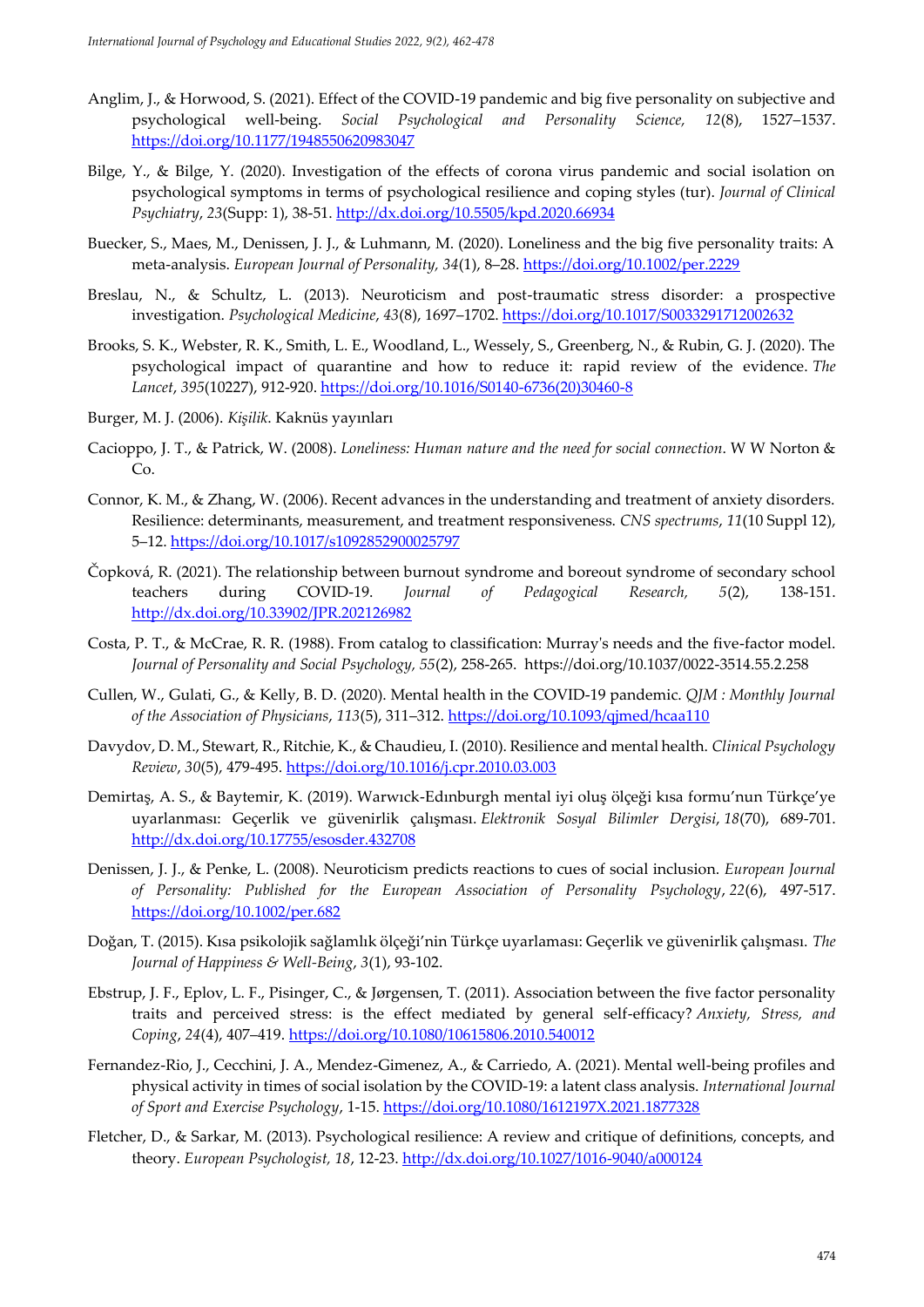Anglim, J., & Horwood, S. (2021). Effect of the COVID-19 pandemic and big five personality on subjective and psychological well-being. *Social Psychological and Personality Science, 12*(8), 1527–1537. https://doi.org/10.1177/1948550620983047

Bilge, Y., & Bilge, Y. (2020). Investigation of the effects of corona virus pandemic and social isolation on psychological symptoms in terms of psychological resilience and coping styles (tur). *Journal of Clinical Psychiatry*, *23*(Supp: 1), 38-51. http://dx.doi.org/10.5505/kpd.2020.66934

Buecker, S., Maes, M., Denissen, J. J., & Luhmann, M. (2020). Loneliness and the big five personality traits: A meta-analysis. *European Journal of Personality, 34*(1), 8–28. https://doi.org/10.1002/per.2229

Breslau, N., & Schultz, L. (2013). Neuroticism and post-traumatic stress disorder: a prospective investigation. *Psychological Medicine*, *43*(8), 1697–1702. https://doi.org/10.1017/S0033291712002632

Brooks, S. K., Webster, R. K., Smith, L. E., Woodland, L., Wessely, S., Greenberg, N., & Rubin, G. J. (2020). The psychological impact of quarantine and how to reduce it: rapid review of the evidence. *The Lancet*, *395*(10227), 912-920. https://doi.org/10.1016/S0140-6736(20)30460-8

Burger, M. J. (2006). *Kişilik.* Kaknüs yayınları

Cacioppo, J. T., & Patrick, W. (2008). *Loneliness: Human nature and the need for social connection*. W W Norton & Co.

Connor, K. M., & Zhang, W. (2006). Recent advances in the understanding and treatment of anxiety disorders. Resilience: determinants, measurement, and treatment responsiveness. *CNS spectrums*, *11*(10 Suppl 12), 5–12. https://doi.org/10.1017/s1092852900025797

Čopková, R. (2021). The relationship between burnout syndrome and boreout syndrome of secondary school teachers during COVID-19. *Journal of Pedagogical Research, 5*(2), 138-151. http://dx.doi.org/10.33902/JPR.202126982

Costa, P. T., & McCrae, R. R. (1988). From catalog to classification: Murray's needs and the five-factor model. *Journal of Personality and Social Psychology, 55*(2), 258-265. https://doi.org/10.1037/0022-3514.55.2.258

Cullen, W., Gulati, G., & Kelly, B. D. (2020). Mental health in the COVID-19 pandemic. *QJM : Monthly Journal of the Association of Physicians*, *113*(5), 311–312. https://doi.org/10.1093/qjmed/hcaa110

Davydov, D. M., Stewart, R., Ritchie, K., & Chaudieu, I. (2010). Resilience and mental health. *Clinical Psychology Review*, *30*(5), 479-495. https://doi.org/10.1016/j.cpr.2010.03.003

Demirtaş, A. S., & Baytemir, K. (2019). Warwıck-Edınburgh mental iyi oluş ölçeği kısa formu'nun Türkçe'ye uyarlanması: Geçerlik ve güvenirlik çalışması. *Elektronik Sosyal Bilimler Dergisi*, *18*(70), 689-701. http://dx.doi.org/10.17755/esosder.432708

Denissen, J. J., & Penke, L. (2008). Neuroticism predicts reactions to cues of social inclusion. *European Journal of Personality: Published for the European Association of Personality Psychology*, *22*(6), 497-517. https://doi.org/10.1002/per.682

Doğan, T. (2015). Kısa psikolojik sağlamlık ölçeği'nin Türkçe uyarlaması: Geçerlik ve güvenirlik çalışması. *The Journal of Happiness & Well-Being*, *3*(1), 93-102.

Ebstrup, J. F., Eplov, L. F., Pisinger, C., & Jørgensen, T. (2011). Association between the five factor personality traits and perceived stress: is the effect mediated by general self-efficacy? *Anxiety, Stress, and Coping*, *24*(4), 407–419. https://doi.org/10.1080/10615806.2010.540012

Fernandez-Rio, J., Cecchini, J. A., Mendez-Gimenez, A., & Carriedo, A. (2021). Mental well-being profiles and physical activity in times of social isolation by the COVID-19: a latent class analysis. *International Journal of Sport and Exercise Psychology*, 1-15. https://doi.org/10.1080/1612197X.2021.1877328

Fletcher, D., & Sarkar, M. (2013). Psychological resilience: A review and critique of definitions, concepts, and theory. *European Psychologist, 18*, 12-23. http://dx.doi.org/10.1027/1016-9040/a000124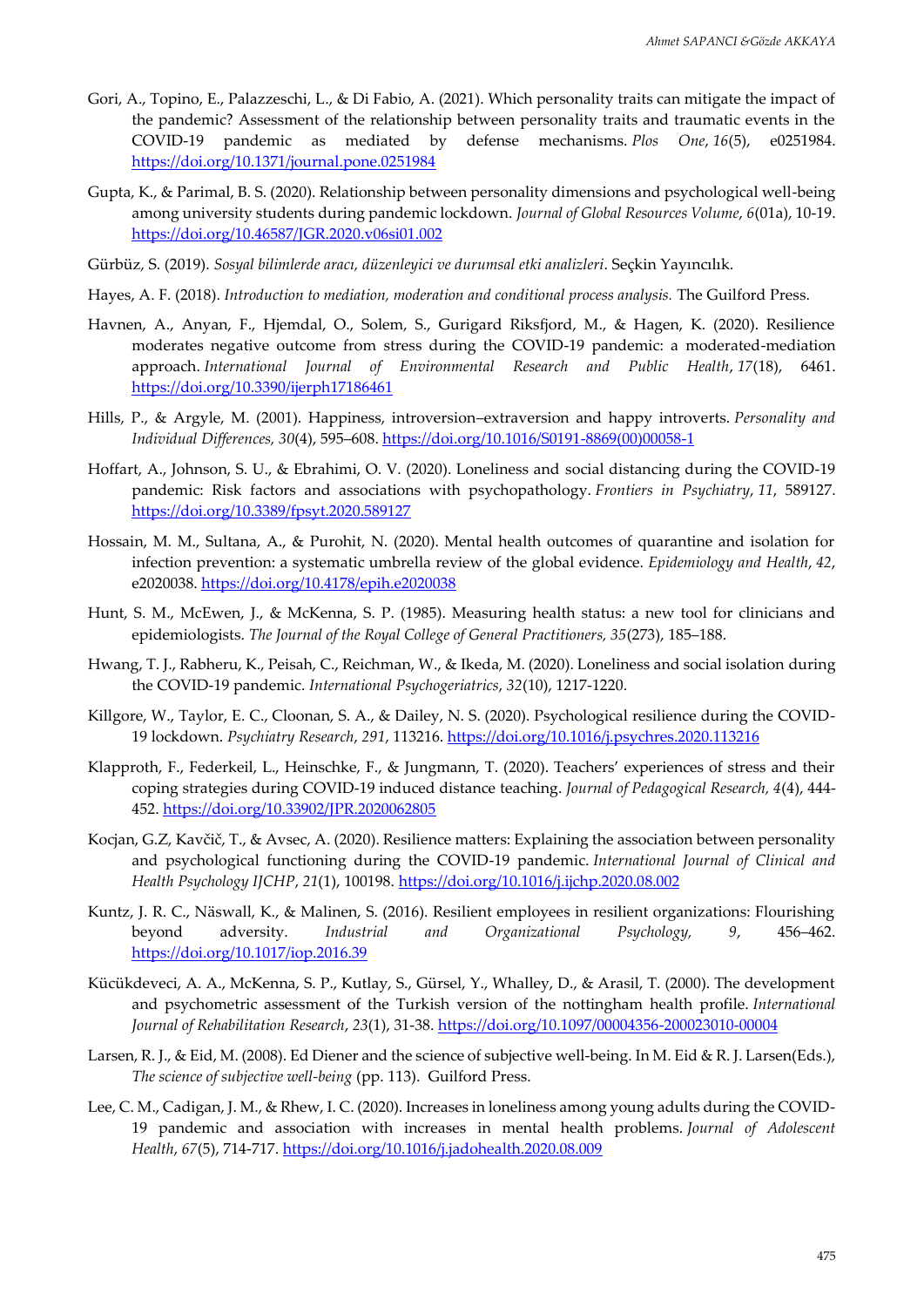Gori, A., Topino, E., Palazzeschi, L., & Di Fabio, A. (2021). Which personality traits can mitigate the impact of the pandemic? Assessment of the relationship between personality traits and traumatic events in the COVID-19 pandemic as mediated by defense mechanisms. *Plos One*, *16*(5), e0251984. https://doi.org/10.1371/journal.pone.0251984

Gupta, K., & Parimal, B. S. (2020). Relationship between personality dimensions and psychological well-being among university students during pandemic lockdown. *Journal of Global Resources Volume*, *6*(01a), 10-19. https://doi.org/10.46587/JGR.2020.v06si01.002

Gürbüz, S. (2019). *Sosyal bilimlerde aracı, düzenleyici ve durumsal etki analizleri*. Seçkin Yayıncılık.

Hayes, A. F. (2018). *Introduction to mediation, moderation and conditional process analysis.* The Guilford Press.

Havnen, A., Anyan, F., Hjemdal, O., Solem, S., Gurigard Riksfjord, M., & Hagen, K. (2020). Resilience moderates negative outcome from stress during the COVID-19 pandemic: a moderated-mediation approach. *International Journal of Environmental Research and Public Health*, *17*(18), 6461. https://doi.org/10.3390/ijerph17186461

Hills, P., & Argyle, M. (2001). Happiness, introversion–extraversion and happy introverts. *Personality and Individual Differences, 30*(4), 595–608. https://doi.org/10.1016/S0191-8869(00)00058-1

Hoffart, A., Johnson, S. U., & Ebrahimi, O. V. (2020). Loneliness and social distancing during the COVID-19 pandemic: Risk factors and associations with psychopathology. *Frontiers in Psychiatry*, *11*, 589127. https://doi.org/10.3389/fpsyt.2020.589127

Hossain, M. M., Sultana, A., & Purohit, N. (2020). Mental health outcomes of quarantine and isolation for infection prevention: a systematic umbrella review of the global evidence. *Epidemiology and Health*, *42*, e2020038. https://doi.org/10.4178/epih.e2020038

Hunt, S. M., McEwen, J., & McKenna, S. P. (1985). Measuring health status: a new tool for clinicians and epidemiologists. *The Journal of the Royal College of General Practitioners, 35*(273), 185–188.

Hwang, T. J., Rabheru, K., Peisah, C., Reichman, W., & Ikeda, M. (2020). Loneliness and social isolation during the COVID-19 pandemic. *International Psychogeriatrics*, *32*(10), 1217-1220.

Killgore, W., Taylor, E. C., Cloonan, S. A., & Dailey, N. S. (2020). Psychological resilience during the COVID-19 lockdown. *Psychiatry Research*, *291*, 113216. https://doi.org/10.1016/j.psychres.2020.113216

Klapproth, F., Federkeil, L., Heinschke, F., & Jungmann, T. (2020). Teachers' experiences of stress and their coping strategies during COVID-19 induced distance teaching. *Journal of Pedagogical Research, 4*(4), 444-452. https://doi.org/10.33902/JPR.2020062805

Kocjan, G.Z, Kavčič, T., & Avsec, A. (2020). Resilience matters: Explaining the association between personality and psychological functioning during the COVID-19 pandemic. *International Journal of Clinical and Health Psychology IJCHP*, *21*(1), 100198. https://doi.org/10.1016/j.ijchp.2020.08.002

Kuntz, J. R. C., Näswall, K., & Malinen, S. (2016). Resilient employees in resilient organizations: Flourishing beyond adversity. *Industrial and Organizational Psychology, 9*, 456–462. https://doi.org/10.1017/iop.2016.39

Kücükdeveci, A. A., McKenna, S. P., Kutlay, S., Gürsel, Y., Whalley, D., & Arasil, T. (2000). The development and psychometric assessment of the Turkish version of the nottingham health profile. *International Journal of Rehabilitation Research*, *23*(1), 31-38. https://doi.org/10.1097/00004356-200023010-00004

Larsen, R. J., & Eid, M. (2008). Ed Diener and the science of subjective well-being. In M. Eid & R. J. Larsen(Eds.), *The science of subjective well-being* (pp. 113). Guilford Press.

Lee, C. M., Cadigan, J. M., & Rhew, I. C. (2020). Increases in loneliness among young adults during the COVID-19 pandemic and association with increases in mental health problems. *Journal of Adolescent Health*, *67*(5), 714-717. https://doi.org/10.1016/j.jadohealth.2020.08.009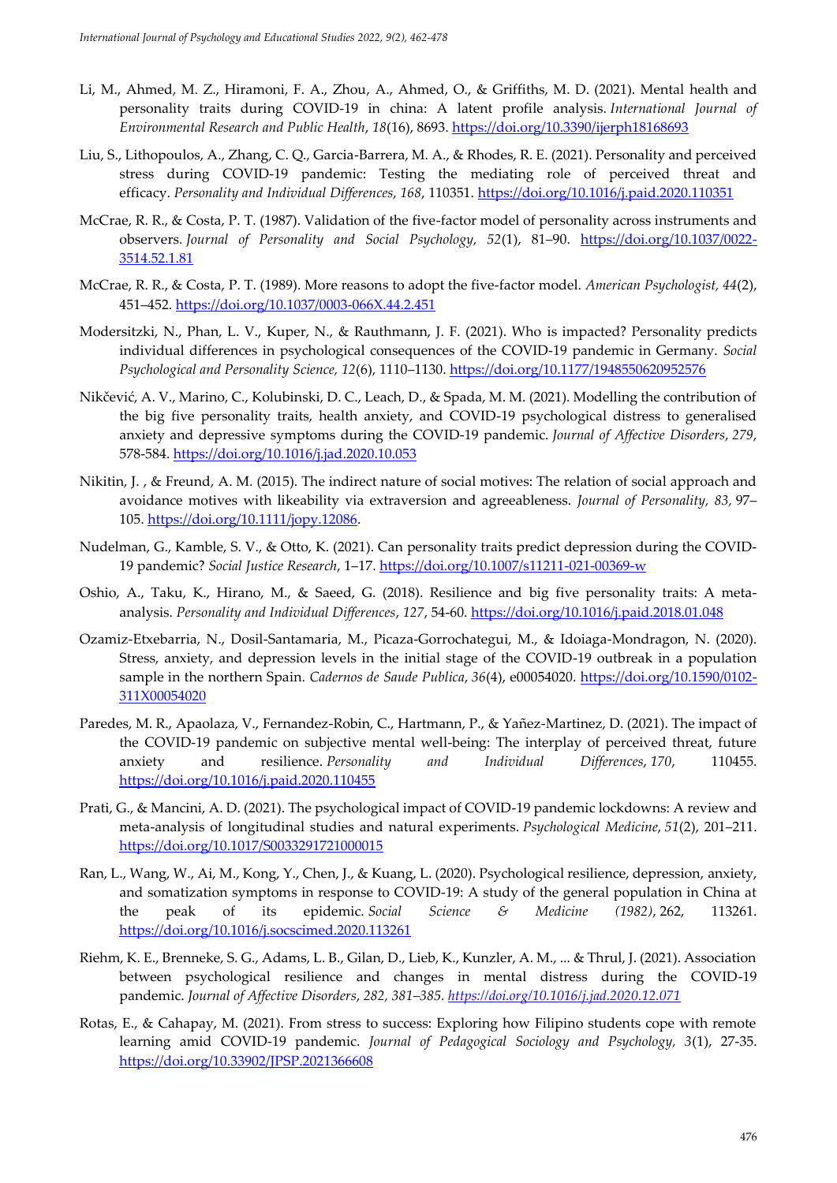Li, M., Ahmed, M. Z., Hiramoni, F. A., Zhou, A., Ahmed, O., & Griffiths, M. D. (2021). Mental health and personality traits during COVID-19 in china: A latent profile analysis. *International Journal of Environmental Research and Public Health*, *18*(16), 8693. https://doi.org/10.3390/ijerph18168693

Liu, S., Lithopoulos, A., Zhang, C. Q., Garcia-Barrera, M. A., & Rhodes, R. E. (2021). Personality and perceived stress during COVID-19 pandemic: Testing the mediating role of perceived threat and efficacy. *Personality and Individual Differences*, *168*, 110351. https://doi.org/10.1016/j.paid.2020.110351

McCrae, R. R., & Costa, P. T. (1987). Validation of the five-factor model of personality across instruments and observers. *Journal of Personality and Social Psychology, 52*(1), 81–90. https://doi.org/10.1037/0022-3514.52.1.81

McCrae, R. R., & Costa, P. T. (1989). More reasons to adopt the five-factor model. *American Psychologist, 44*(2), 451–452. https://doi.org/10.1037/0003-066X.44.2.451

Modersitzki, N., Phan, L. V., Kuper, N., & Rauthmann, J. F. (2021). Who is impacted? Personality predicts individual differences in psychological consequences of the COVID-19 pandemic in Germany. *Social Psychological and Personality Science, 12*(6), 1110–1130. https://doi.org/10.1177/1948550620952576

Nikčević, A. V., Marino, C., Kolubinski, D. C., Leach, D., & Spada, M. M. (2021). Modelling the contribution of the big five personality traits, health anxiety, and COVID-19 psychological distress to generalised anxiety and depressive symptoms during the COVID-19 pandemic. *Journal of Affective Disorders*, *279*, 578-584. https://doi.org/10.1016/j.jad.2020.10.053

Nikitin, J. , & Freund, A. M. (2015). The indirect nature of social motives: The relation of social approach and avoidance motives with likeability via extraversion and agreeableness. *Journal of Personality, 83,* 97–105. https://doi.org/10.1111/jopy.12086.

Nudelman, G., Kamble, S. V., & Otto, K. (2021). Can personality traits predict depression during the COVID-19 pandemic? *Social Justice Research*, 1–17. https://doi.org/10.1007/s11211-021-00369-w

Oshio, A., Taku, K., Hirano, M., & Saeed, G. (2018). Resilience and big five personality traits: A meta-analysis. *Personality and Individual Differences*, *127*, 54-60. https://doi.org/10.1016/j.paid.2018.01.048

Ozamiz-Etxebarria, N., Dosil-Santamaria, M., Picaza-Gorrochategui, M., & Idoiaga-Mondragon, N. (2020). Stress, anxiety, and depression levels in the initial stage of the COVID-19 outbreak in a population sample in the northern Spain. *Cadernos de Saude Publica*, *36*(4), e00054020. https://doi.org/10.1590/0102-311X00054020

Paredes, M. R., Apaolaza, V., Fernandez-Robin, C., Hartmann, P., & Yañez-Martinez, D. (2021). The impact of the COVID-19 pandemic on subjective mental well-being: The interplay of perceived threat, future anxiety and resilience. *Personality and Individual Differences*, *170*, 110455. https://doi.org/10.1016/j.paid.2020.110455

Prati, G., & Mancini, A. D. (2021). The psychological impact of COVID-19 pandemic lockdowns: A review and meta-analysis of longitudinal studies and natural experiments. *Psychological Medicine*, *51*(2), 201–211. https://doi.org/10.1017/S0033291721000015

Ran, L., Wang, W., Ai, M., Kong, Y., Chen, J., & Kuang, L. (2020). Psychological resilience, depression, anxiety, and somatization symptoms in response to COVID-19: A study of the general population in China at the peak of its epidemic. *Social Science & Medicine (1982)*, 262, 113261. https://doi.org/10.1016/j.socscimed.2020.113261

Riehm, K. E., Brenneke, S. G., Adams, L. B., Gilan, D., Lieb, K., Kunzler, A. M., ... & Thrul, J. (2021). Association between psychological resilience and changes in mental distress during the COVID-19 pandemic. *Journal of Affective Disorders*, *282*, *381–385*. *https://doi.org/10.1016/j.jad.2020.12.071*

Rotas, E., & Cahapay, M. (2021). From stress to success: Exploring how Filipino students cope with remote learning amid COVID-19 pandemic. *Journal of Pedagogical Sociology and Psychology, 3*(1), 27-35. https://doi.org/10.33902/JPSP.2021366608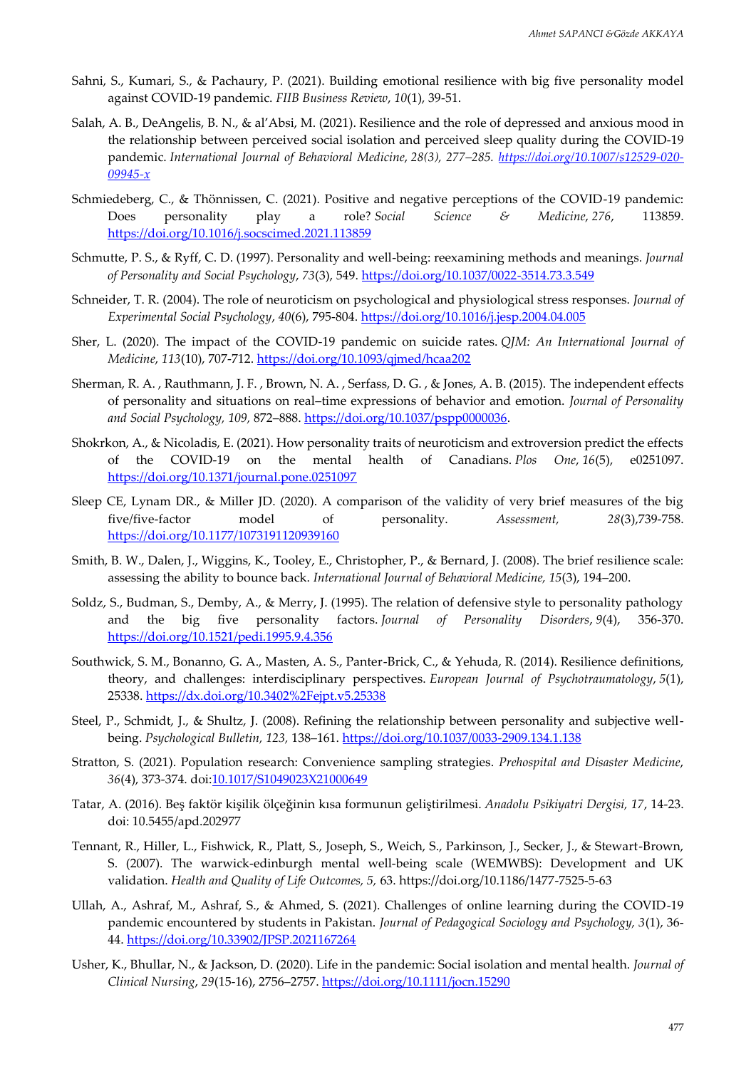Sahni, S., Kumari, S., & Pachaury, P. (2021). Building emotional resilience with big five personality model against COVID-19 pandemic. *FIIB Business Review*, *10*(1), 39-51.

Salah, A. B., DeAngelis, B. N., & al'Absi, M. (2021). Resilience and the role of depressed and anxious mood in the relationship between perceived social isolation and perceived sleep quality during the COVID-19 pandemic. *International Journal of Behavioral Medicine*, *28(3), 277–285. https://doi.org/10.1007/s12529-020-09945-x*

Schmiedeberg, C., & Thönnissen, C. (2021). Positive and negative perceptions of the COVID-19 pandemic: Does personality play a role? *Social Science & Medicine*, *276*, 113859. https://doi.org/10.1016/j.socscimed.2021.113859

Schmutte, P. S., & Ryff, C. D. (1997). Personality and well-being: reexamining methods and meanings. *Journal of Personality and Social Psychology*, *73*(3), 549. https://doi.org/10.1037/0022-3514.73.3.549

Schneider, T. R. (2004). The role of neuroticism on psychological and physiological stress responses. *Journal of Experimental Social Psychology*, *40*(6), 795-804. https://doi.org/10.1016/j.jesp.2004.04.005

Sher, L. (2020). The impact of the COVID-19 pandemic on suicide rates. *QJM: An International Journal of Medicine*, *113*(10), 707-712. https://doi.org/10.1093/qjmed/hcaa202

Sherman, R. A. , Rauthmann, J. F. , Brown, N. A. , Serfass, D. G. , & Jones, A. B. (2015). The independent effects of personality and situations on real–time expressions of behavior and emotion. *Journal of Personality and Social Psychology, 109,* 872–888. https://doi.org/10.1037/pspp0000036.

Shokrkon, A., & Nicoladis, E. (2021). How personality traits of neuroticism and extroversion predict the effects of the COVID-19 on the mental health of Canadians. *Plos One*, *16*(5), e0251097. https://doi.org/10.1371/journal.pone.0251097

Sleep CE, Lynam DR., & Miller JD. (2020). A comparison of the validity of very brief measures of the big five/five-factor model of personality. *Assessment, 28*(3),739-758. https://doi.org/10.1177/1073191120939160

Smith, B. W., Dalen, J., Wiggins, K., Tooley, E., Christopher, P., & Bernard, J. (2008). The brief resilience scale: assessing the ability to bounce back. *International Journal of Behavioral Medicine, 15*(3), 194–200.

Soldz, S., Budman, S., Demby, A., & Merry, J. (1995). The relation of defensive style to personality pathology and the big five personality factors. *Journal of Personality Disorders*, *9*(4), 356-370. https://doi.org/10.1521/pedi.1995.9.4.356

Southwick, S. M., Bonanno, G. A., Masten, A. S., Panter-Brick, C., & Yehuda, R. (2014). Resilience definitions, theory, and challenges: interdisciplinary perspectives. *European Journal of Psychotraumatology*, *5*(1), 25338. https://dx.doi.org/10.3402%2Fejpt.v5.25338

Steel, P., Schmidt, J., & Shultz, J. (2008). Refining the relationship between personality and subjective well-being. *Psychological Bulletin, 123,* 138–161. https://doi.org/10.1037/0033-2909.134.1.138

Stratton, S. (2021). Population research: Convenience sampling strategies. *Prehospital and Disaster Medicine*, *36*(4), 373-374. doi:10.1017/S1049023X21000649

Tatar, A. (2016). Beş faktör kişilik ölçeğinin kısa formunun geliştirilmesi. *Anadolu Psikiyatri Dergisi, 17*, 14-23. doi: 10.5455/apd.202977

Tennant, R., Hiller, L., Fishwick, R., Platt, S., Joseph, S., Weich, S., Parkinson, J., Secker, J., & Stewart-Brown, S. (2007). The warwick-edinburgh mental well-being scale (WEMWBS): Development and UK validation. *Health and Quality of Life Outcomes, 5,* 63. https://doi.org/10.1186/1477-7525-5-63

Ullah, A., Ashraf, M., Ashraf, S., & Ahmed, S. (2021). Challenges of online learning during the COVID-19 pandemic encountered by students in Pakistan. *Journal of Pedagogical Sociology and Psychology, 3*(1), 36-44. https://doi.org/10.33902/JPSP.2021167264

Usher, K., Bhullar, N., & Jackson, D. (2020). Life in the pandemic: Social isolation and mental health. *Journal of Clinical Nursing*, *29*(15-16), 2756–2757. https://doi.org/10.1111/jocn.15290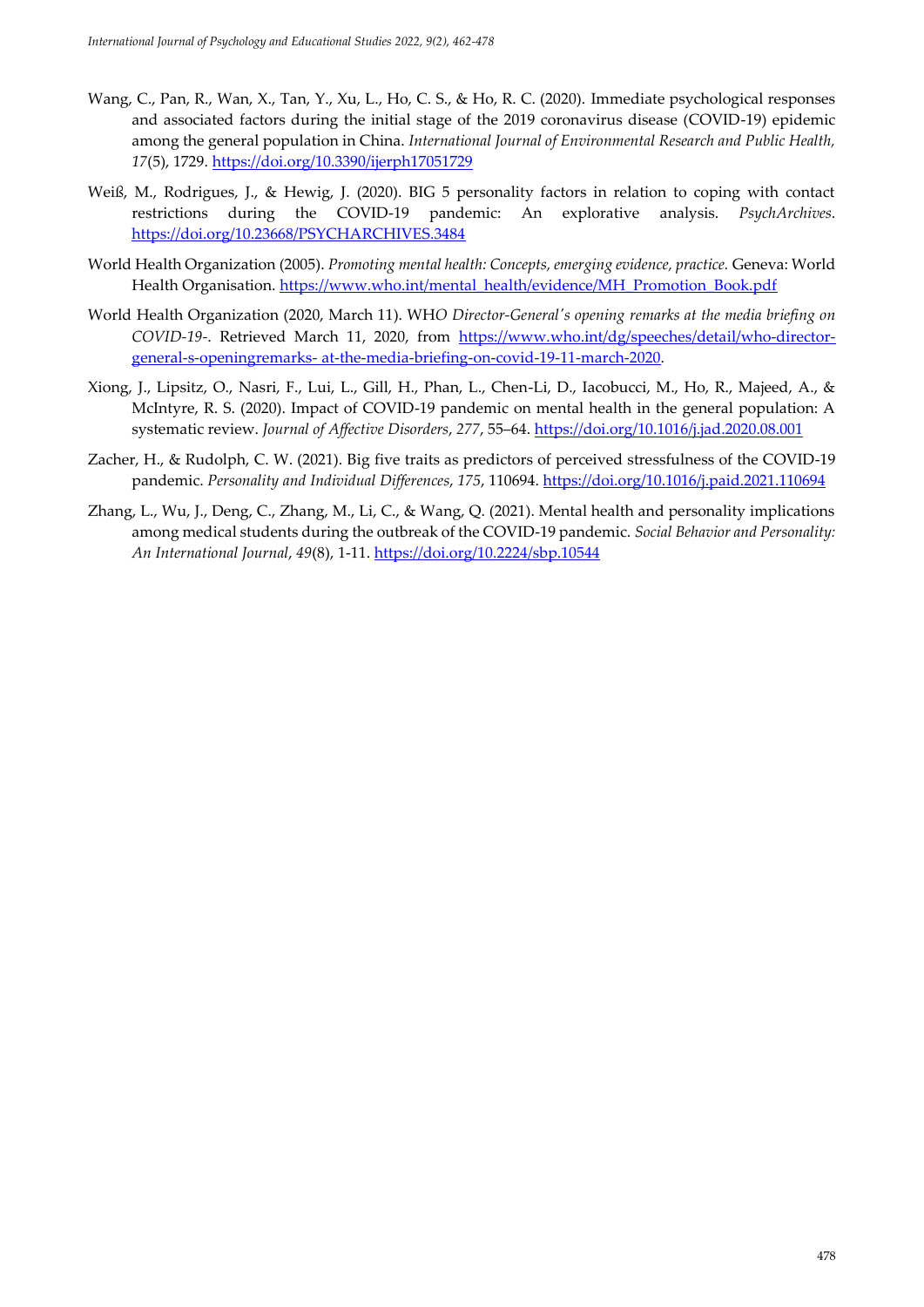Wang, C., Pan, R., Wan, X., Tan, Y., Xu, L., Ho, C. S., & Ho, R. C. (2020). Immediate psychological responses and associated factors during the initial stage of the 2019 coronavirus disease (COVID-19) epidemic among the general population in China. *International Journal of Environmental Research and Public Health, 17*(5), 1729. https://doi.org/10.3390/ijerph17051729

Weiß, M., Rodrigues, J., & Hewig, J. (2020). BIG 5 personality factors in relation to coping with contact restrictions during the COVID-19 pandemic: An explorative analysis. *PsychArchives*. https://doi.org/10.23668/PSYCHARCHIVES.3484

World Health Organization (2005). *Promoting mental health: Concepts, emerging evidence, practice.* Geneva: World Health Organisation. https://www.who.int/mental_health/evidence/MH_Promotion_Book.pdf

World Health Organization (2020, March 11). WH*O Director-General's opening remarks at the media briefing on COVID-19-*. Retrieved March 11, 2020, from https://www.who.int/dg/speeches/detail/who-director-general-s-openingremarks- at-the-media-briefing-on-covid-19-11-march-2020.

Xiong, J., Lipsitz, O., Nasri, F., Lui, L., Gill, H., Phan, L., Chen-Li, D., Iacobucci, M., Ho, R., Majeed, A., & McIntyre, R. S. (2020). Impact of COVID-19 pandemic on mental health in the general population: A systematic review. *Journal of Affective Disorders*, *277*, 55–64. https://doi.org/10.1016/j.jad.2020.08.001

Zacher, H., & Rudolph, C. W. (2021). Big five traits as predictors of perceived stressfulness of the COVID-19 pandemic. *Personality and Individual Differences*, *175*, 110694. https://doi.org/10.1016/j.paid.2021.110694

Zhang, L., Wu, J., Deng, C., Zhang, M., Li, C., & Wang, Q. (2021). Mental health and personality implications among medical students during the outbreak of the COVID-19 pandemic. *Social Behavior and Personality: An International Journal*, *49*(8), 1-11. https://doi.org/10.2224/sbp.10544